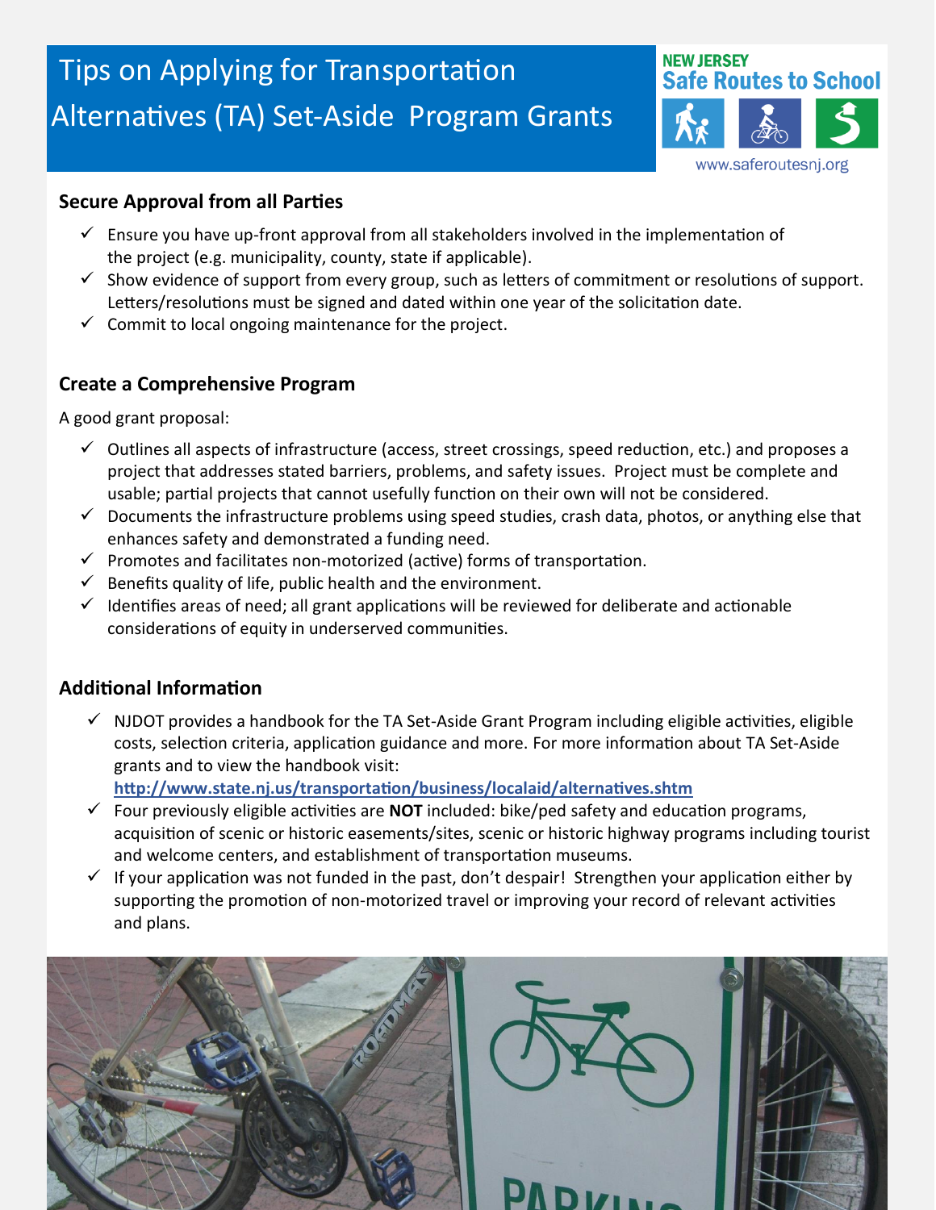# Tips on Applying for Transportation Alternatives (TA) Set-Aside Program Grants

NEW JERSEY Safe Routes to School

www.saferoutesnj.org

## Secure Approval from all Parties

- ✓ Ensure you have up-front approval from all stakeholders involved in the implementation of the project (e.g. municipality, county, state if applicable).
- ✓ Show evidence of support from every group, such as letters of commitment or resolutions of support. Letters/resolutions must be signed and dated within one year of the solicitation date.
- ✓ Commit to local ongoing maintenance for the project.

## Create a Comprehensive Program

A good grant proposal:

- ✓ Outlines all aspects of infrastructure (access, street crossings, speed reduction, etc.) and proposes a project that addresses stated barriers, problems, and safety issues. Project must be complete and usable; partial projects that cannot usefully function on their own will not be considered.
- ✓ Documents the infrastructure problems using speed studies, crash data, photos, or anything else that enhances safety and demonstrated a funding need.
- ✓ Promotes and facilitates non-motorized (active) forms of transportation.
- ✓ Benefits quality of life, public health and the environment.
- ✓ Identifies areas of need; all grant applications will be reviewed for deliberate and actionable considerations of equity in underserved communities.

## Additional Information

- ✓ NJDOT provides a handbook for the TA Set-Aside Grant Program including eligible activities, eligible costs, selection criteria, application guidance and more. For more information about TA Set-Aside grants and to view the handbook visit: **http://www.state.nj.us/transportation/business/localaid/alternatives.shtm**
- ✓ Four previously eligible activities are **NOT** included: bike/ped safety and education programs, acquisition of scenic or historic easements/sites, scenic or historic highway programs including tourist and welcome centers, and establishment of transportation museums.
- ✓ If your application was not funded in the past, don't despair! Strengthen your application either by supporting the promotion of non-motorized travel or improving your record of relevant activities and plans.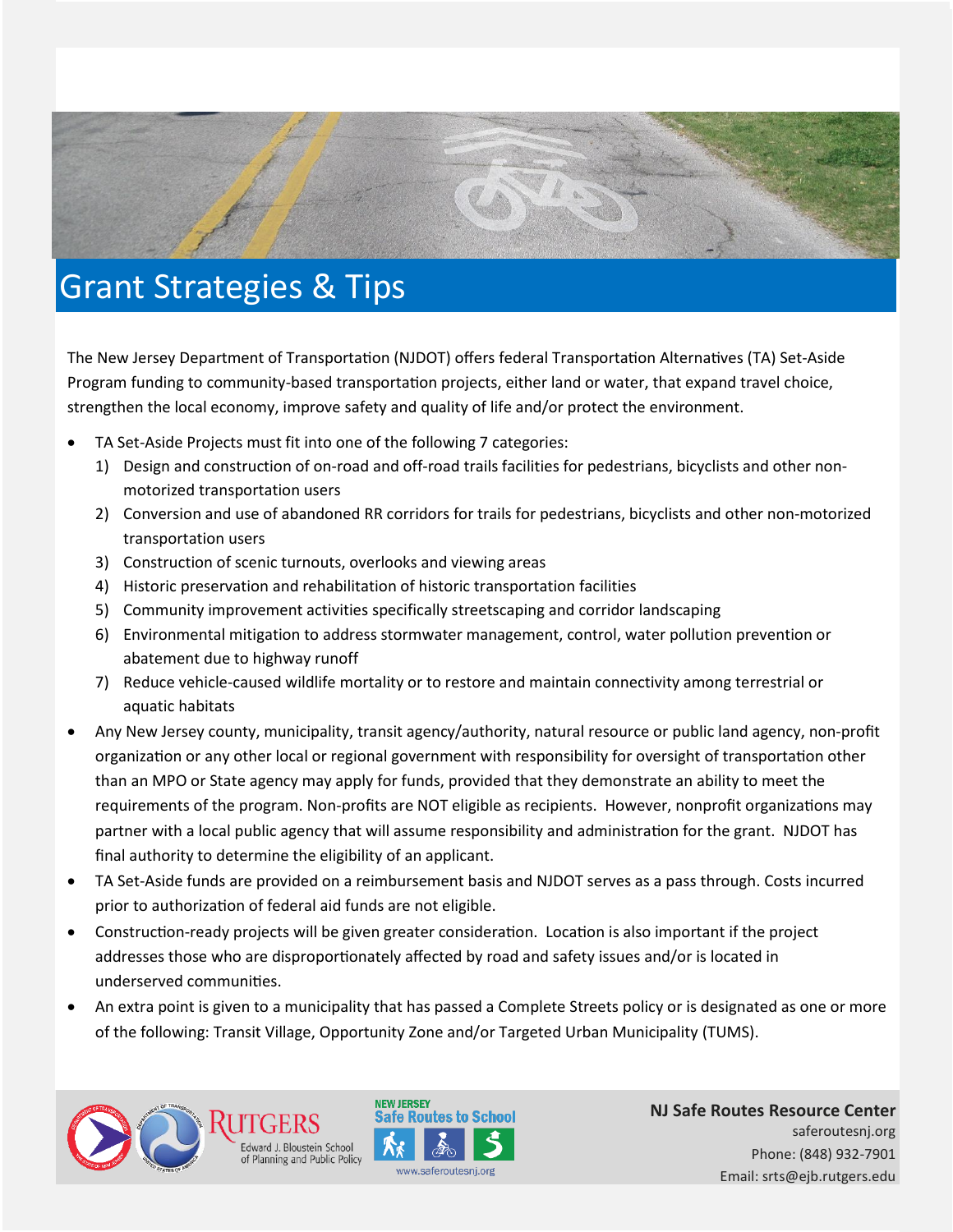# Grant Strategies & Tips

The New Jersey Department of Transportation (NJDOT) offers federal Transportation Alternatives (TA) Set-Aside Program funding to community-based transportation projects, either land or water, that expand travel choice, strengthen the local economy, improve safety and quality of life and/or protect the environment.

- TA Set-Aside Projects must fit into one of the following 7 categories:
  1) Design and construction of on-road and off-road trails facilities for pedestrians, bicyclists and other non-motorized transportation users
  2) Conversion and use of abandoned RR corridors for trails for pedestrians, bicyclists and other non-motorized transportation users
  3) Construction of scenic turnouts, overlooks and viewing areas
  4) Historic preservation and rehabilitation of historic transportation facilities
  5) Community improvement activities specifically streetscaping and corridor landscaping
  6) Environmental mitigation to address stormwater management, control, water pollution prevention or abatement due to highway runoff
  7) Reduce vehicle-caused wildlife mortality or to restore and maintain connectivity among terrestrial or aquatic habitats
- Any New Jersey county, municipality, transit agency/authority, natural resource or public land agency, non-profit organization or any other local or regional government with responsibility for oversight of transportation other than an MPO or State agency may apply for funds, provided that they demonstrate an ability to meet the requirements of the program. Non-profits are NOT eligible as recipients. However, nonprofit organizations may partner with a local public agency that will assume responsibility and administration for the grant. NJDOT has final authority to determine the eligibility of an applicant.
- TA Set-Aside funds are provided on a reimbursement basis and NJDOT serves as a pass through. Costs incurred prior to authorization of federal aid funds are not eligible.
- Construction-ready projects will be given greater consideration. Location is also important if the project addresses those who are disproportionately affected by road and safety issues and/or is located in underserved communities.
- An extra point is given to a municipality that has passed a Complete Streets policy or is designated as one or more of the following: Transit Village, Opportunity Zone and/or Targeted Urban Municipality (TUMS).

RUTGERS
Edward J. Bloustein School of Planning and Public Policy

NEW JERSEY
Safe Routes to School
www.saferoutesnj.org

**NJ Safe Routes Resource Center**
saferoutesnj.org
Phone: (848) 932-7901
Email: srts@ejb.rutgers.edu